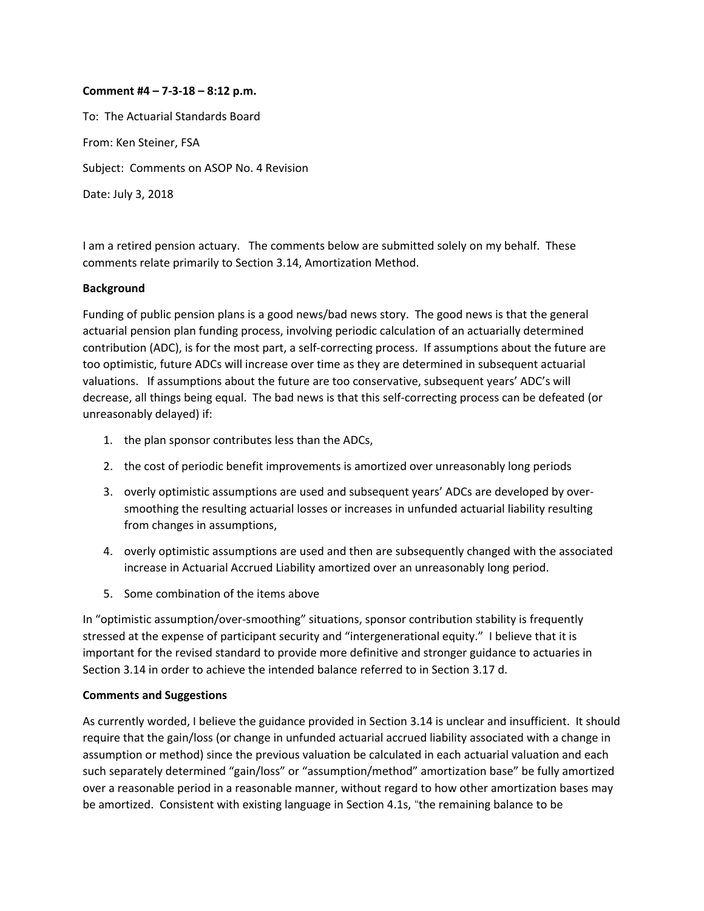**Comment #4 – 7-3-18 – 8:12 p.m.**

To: The Actuarial Standards Board

From: Ken Steiner, FSA

Subject: Comments on ASOP No. 4 Revision

Date: July 3, 2018

I am a retired pension actuary. The comments below are submitted solely on my behalf. These comments relate primarily to Section 3.14, Amortization Method.

**Background**

Funding of public pension plans is a good news/bad news story. The good news is that the general actuarial pension plan funding process, involving periodic calculation of an actuarially determined contribution (ADC), is for the most part, a self-correcting process. If assumptions about the future are too optimistic, future ADCs will increase over time as they are determined in subsequent actuarial valuations. If assumptions about the future are too conservative, subsequent years' ADC's will decrease, all things being equal. The bad news is that this self-correcting process can be defeated (or unreasonably delayed) if:

1. the plan sponsor contributes less than the ADCs,
2. the cost of periodic benefit improvements is amortized over unreasonably long periods
3. overly optimistic assumptions are used and subsequent years' ADCs are developed by over-smoothing the resulting actuarial losses or increases in unfunded actuarial liability resulting from changes in assumptions,
4. overly optimistic assumptions are used and then are subsequently changed with the associated increase in Actuarial Accrued Liability amortized over an unreasonably long period.
5. Some combination of the items above

In "optimistic assumption/over-smoothing" situations, sponsor contribution stability is frequently stressed at the expense of participant security and "intergenerational equity." I believe that it is important for the revised standard to provide more definitive and stronger guidance to actuaries in Section 3.14 in order to achieve the intended balance referred to in Section 3.17 d.

**Comments and Suggestions**

As currently worded, I believe the guidance provided in Section 3.14 is unclear and insufficient. It should require that the gain/loss (or change in unfunded actuarial accrued liability associated with a change in assumption or method) since the previous valuation be calculated in each actuarial valuation and each such separately determined "gain/loss" or "assumption/method" amortization base" be fully amortized over a reasonable period in a reasonable manner, without regard to how other amortization bases may be amortized. Consistent with existing language in Section 4.1s, "the remaining balance to be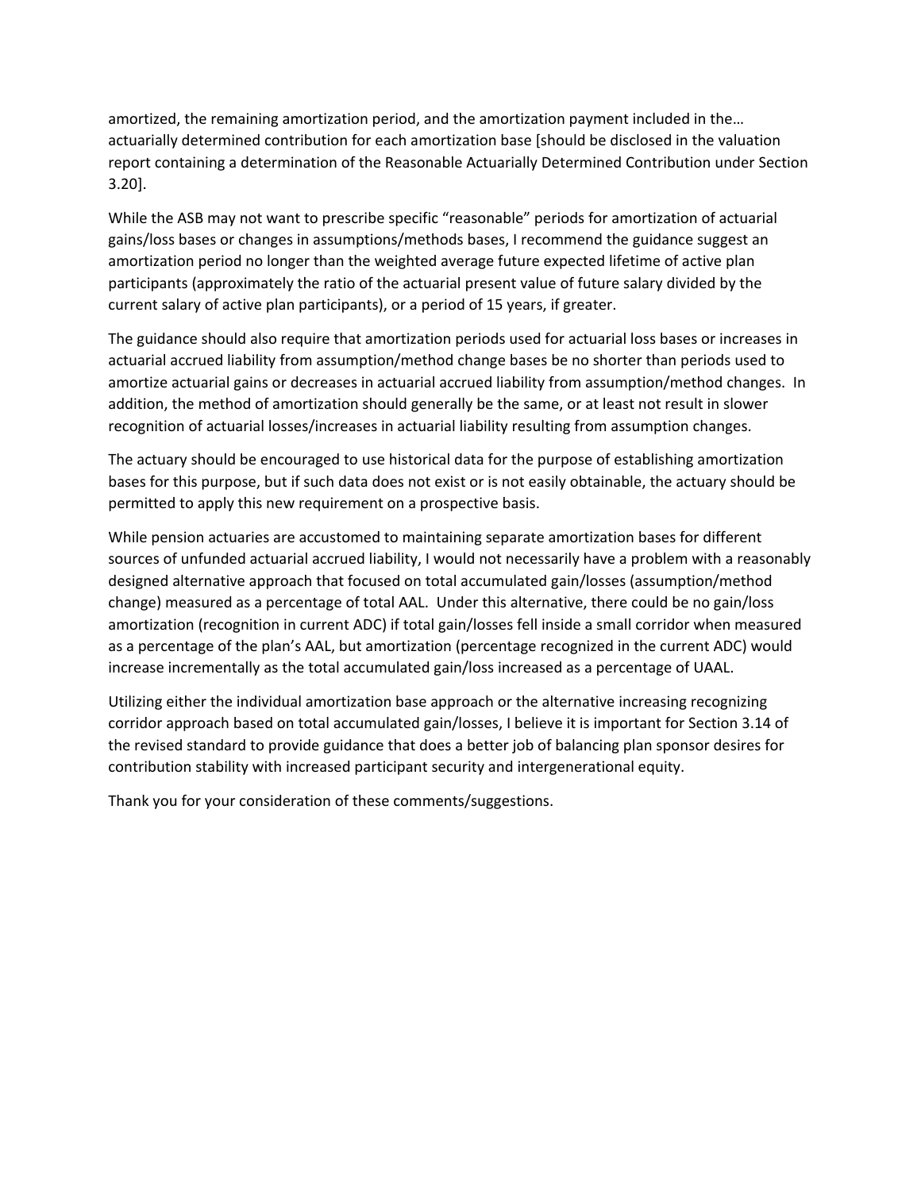amortized, the remaining amortization period, and the amortization payment included in the… actuarially determined contribution for each amortization base [should be disclosed in the valuation report containing a determination of the Reasonable Actuarially Determined Contribution under Section 3.20].

While the ASB may not want to prescribe specific "reasonable" periods for amortization of actuarial gains/loss bases or changes in assumptions/methods bases, I recommend the guidance suggest an amortization period no longer than the weighted average future expected lifetime of active plan participants (approximately the ratio of the actuarial present value of future salary divided by the current salary of active plan participants), or a period of 15 years, if greater.

The guidance should also require that amortization periods used for actuarial loss bases or increases in actuarial accrued liability from assumption/method change bases be no shorter than periods used to amortize actuarial gains or decreases in actuarial accrued liability from assumption/method changes. In addition, the method of amortization should generally be the same, or at least not result in slower recognition of actuarial losses/increases in actuarial liability resulting from assumption changes.

The actuary should be encouraged to use historical data for the purpose of establishing amortization bases for this purpose, but if such data does not exist or is not easily obtainable, the actuary should be permitted to apply this new requirement on a prospective basis.

While pension actuaries are accustomed to maintaining separate amortization bases for different sources of unfunded actuarial accrued liability, I would not necessarily have a problem with a reasonably designed alternative approach that focused on total accumulated gain/losses (assumption/method change) measured as a percentage of total AAL. Under this alternative, there could be no gain/loss amortization (recognition in current ADC) if total gain/losses fell inside a small corridor when measured as a percentage of the plan's AAL, but amortization (percentage recognized in the current ADC) would increase incrementally as the total accumulated gain/loss increased as a percentage of UAAL.

Utilizing either the individual amortization base approach or the alternative increasing recognizing corridor approach based on total accumulated gain/losses, I believe it is important for Section 3.14 of the revised standard to provide guidance that does a better job of balancing plan sponsor desires for contribution stability with increased participant security and intergenerational equity.

Thank you for your consideration of these comments/suggestions.